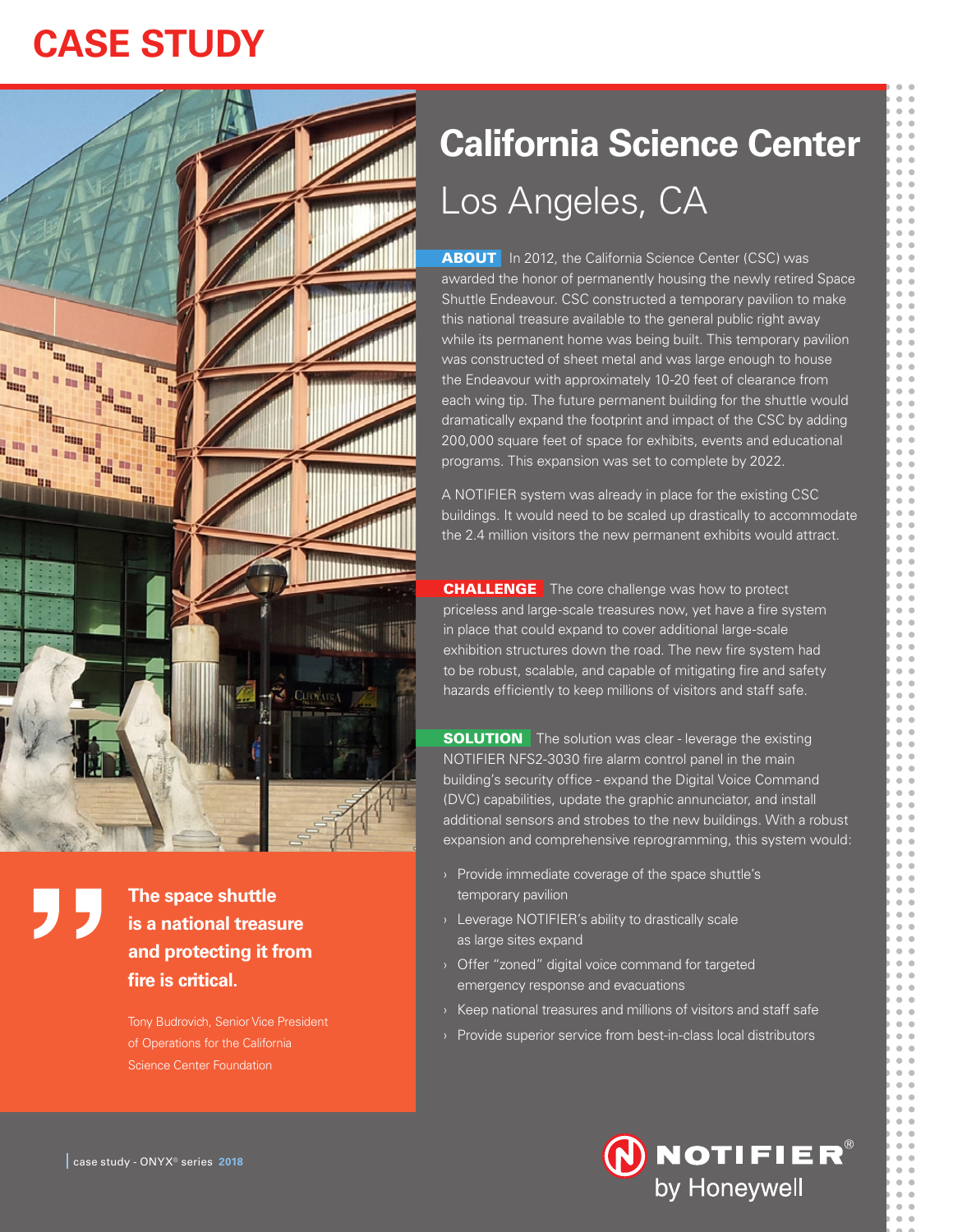# CASE STUDY

## California Science Center

Los Angeles, CA

**ABOUT** In 2012, the California Science Center (CSC) was awarded the honor of permanently housing the newly retired Space Shuttle Endeavour. CSC constructed a temporary pavilion to make this national treasure available to the general public right away while its permanent home was being built. This temporary pavilion was constructed of sheet metal and was large enough to house the Endeavour with approximately 10-20 feet of clearance from each wing tip. The future permanent building for the shuttle would dramatically expand the footprint and impact of the CSC by adding 200,000 square feet of space for exhibits, events and educational programs. This expansion was set to complete by 2022.

A NOTIFIER system was already in place for the existing CSC buildings. It would need to be scaled up drastically to accommodate the 2.4 million visitors the new permanent exhibits would attract.

**CHALLENGE** The core challenge was how to protect priceless and large-scale treasures now, yet have a fire system in place that could expand to cover additional large-scale exhibition structures down the road. The new fire system had to be robust, scalable, and capable of mitigating fire and safety hazards efficiently to keep millions of visitors and staff safe.

**SOLUTION** The solution was clear - leverage the existing NOTIFIER NFS2-3030 fire alarm control panel in the main building's security office - expand the Digital Voice Command (DVC) capabilities, update the graphic annunciator, and install additional sensors and strobes to the new buildings. With a robust expansion and comprehensive reprogramming, this system would:

- Provide immediate coverage of the space shuttle's temporary pavilion
- Leverage NOTIFIER's ability to drastically scale as large sites expand
- Offer "zoned" digital voice command for targeted emergency response and evacuations
- Keep national treasures and millions of visitors and staff safe
- Provide superior service from best-in-class local distributors

> **The space shuttle is a national treasure and protecting it from fire is critical.**
>
> Tony Budrovich, Senior Vice President of Operations for the California Science Center Foundation

NOTIFIER® by Honeywell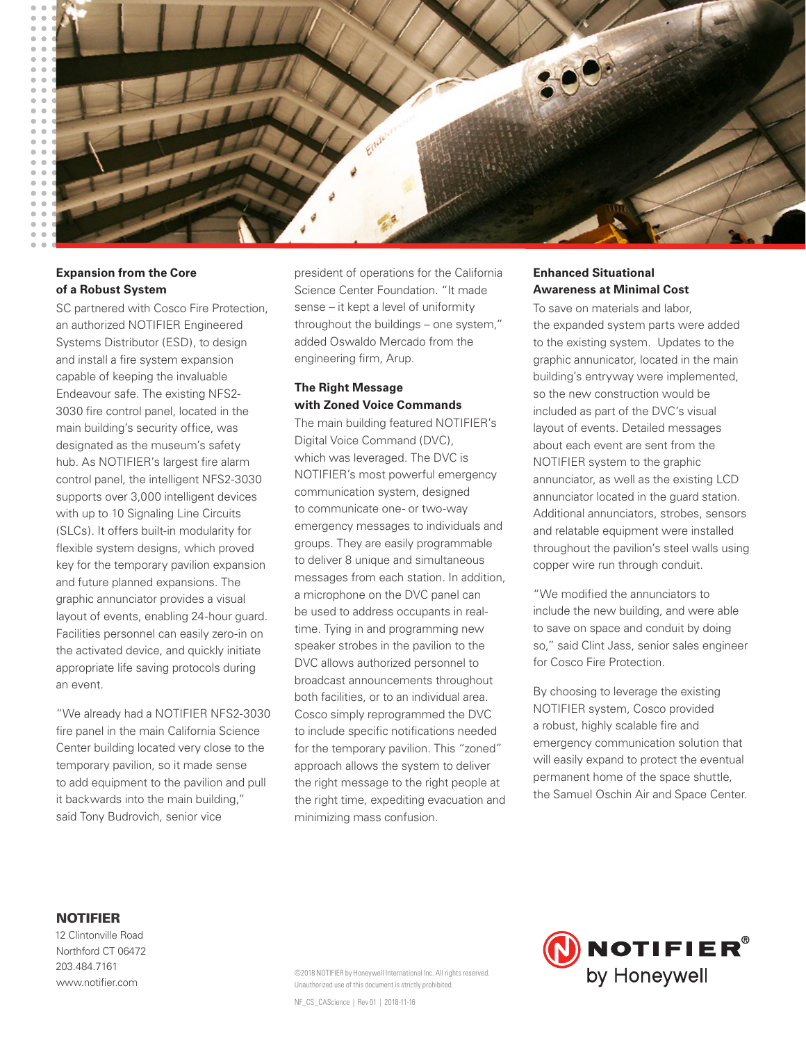### Expansion from the Core of a Robust System

SC partnered with Cosco Fire Protection, an authorized NOTIFIER Engineered Systems Distributor (ESD), to design and install a fire system expansion capable of keeping the invaluable Endeavour safe. The existing NFS2-3030 fire control panel, located in the main building's security office, was designated as the museum's safety hub. As NOTIFIER's largest fire alarm control panel, the intelligent NFS2-3030 supports over 3,000 intelligent devices with up to 10 Signaling Line Circuits (SLCs). It offers built-in modularity for flexible system designs, which proved key for the temporary pavilion expansion and future planned expansions. The graphic annunciator provides a visual layout of events, enabling 24-hour guard. Facilities personnel can easily zero-in on the activated device, and quickly initiate appropriate life saving protocols during an event.

"We already had a NOTIFIER NFS2-3030 fire panel in the main California Science Center building located very close to the temporary pavilion, so it made sense to add equipment to the pavilion and pull it backwards into the main building," said Tony Budrovich, senior vice president of operations for the California Science Center Foundation. "It made sense – it kept a level of uniformity throughout the buildings – one system," added Oswaldo Mercado from the engineering firm, Arup.

### The Right Message with Zoned Voice Commands

The main building featured NOTIFIER's Digital Voice Command (DVC), which was leveraged. The DVC is NOTIFIER's most powerful emergency communication system, designed to communicate one- or two-way emergency messages to individuals and groups. They are easily programmable to deliver 8 unique and simultaneous messages from each station. In addition, a microphone on the DVC panel can be used to address occupants in real-time. Tying in and programming new speaker strobes in the pavilion to the DVC allows authorized personnel to broadcast announcements throughout both facilities, or to an individual area. Cosco simply reprogrammed the DVC to include specific notifications needed for the temporary pavilion. This "zoned" approach allows the system to deliver the right message to the right people at the right time, expediting evacuation and minimizing mass confusion.

### Enhanced Situational Awareness at Minimal Cost

To save on materials and labor, the expanded system parts were added to the existing system. Updates to the graphic annunicator, located in the main building's entryway were implemented, so the new construction would be included as part of the DVC's visual layout of events. Detailed messages about each event are sent from the NOTIFIER system to the graphic annunciator, as well as the existing LCD annunciator located in the guard station. Additional annunciators, strobes, sensors and relatable equipment were installed throughout the pavilion's steel walls using copper wire run through conduit.

"We modified the annunciators to include the new building, and were able to save on space and conduit by doing so," said Clint Jass, senior sales engineer for Cosco Fire Protection.

By choosing to leverage the existing NOTIFIER system, Cosco provided a robust, highly scalable fire and emergency communication solution that will easily expand to protect the eventual permanent home of the space shuttle, the Samuel Oschin Air and Space Center.

**NOTIFIER**
12 Clintonville Road
Northford CT 06472
203.484.7161
www.notifier.com

©2018 NOTIFIER by Honeywell International Inc. All rights reserved.
Unauthorized use of this document is strictly prohibited.

NF_CS_CAScience | Rev 01 | 2018-11-16

NOTIFIER® by Honeywell